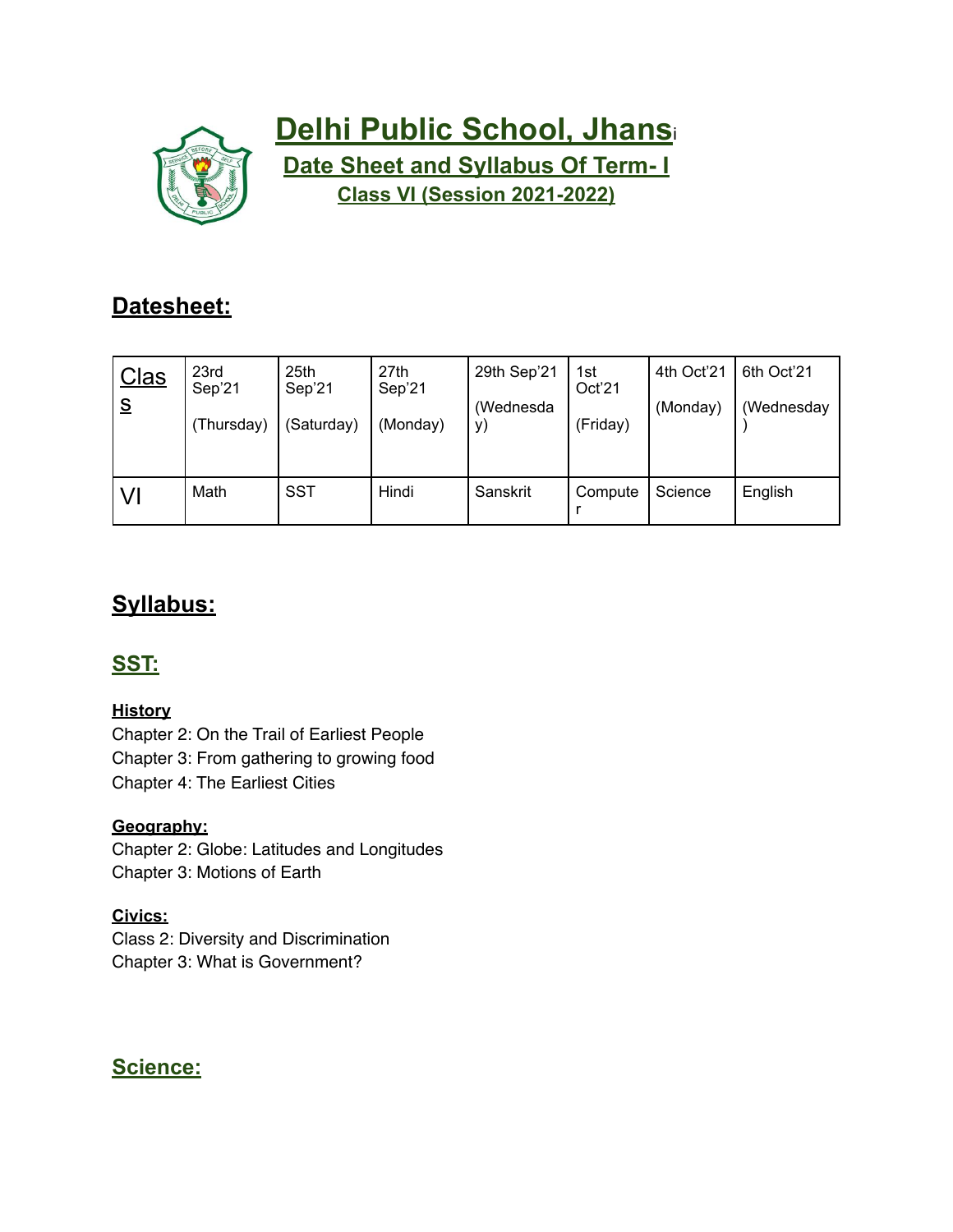# Delhi Public School, Jhansi

## Date Sheet and Syllabus Of Term- I

### Class VI (Session 2021-2022)

## Datesheet:

| Class | 23rd Sep'21 (Thursday) | 25th Sep'21 (Saturday) | 27th Sep'21 (Monday) | 29th Sep'21 (Wednesday) | 1st Oct'21 (Friday) | 4th Oct'21 (Monday) | 6th Oct'21 (Wednesday) |
|---|---|---|---|---|---|---|---|
| VI | Math | SST | Hindi | Sanskrit | Computer | Science | English |

## Syllabus:

### SST:

**History**

Chapter 2: On the Trail of Earliest People
Chapter 3: From gathering to growing food
Chapter 4: The Earliest Cities

**Geography:**

Chapter 2: Globe: Latitudes and Longitudes
Chapter 3: Motions of Earth

**Civics:**

Class 2: Diversity and Discrimination
Chapter 3: What is Government?

### Science: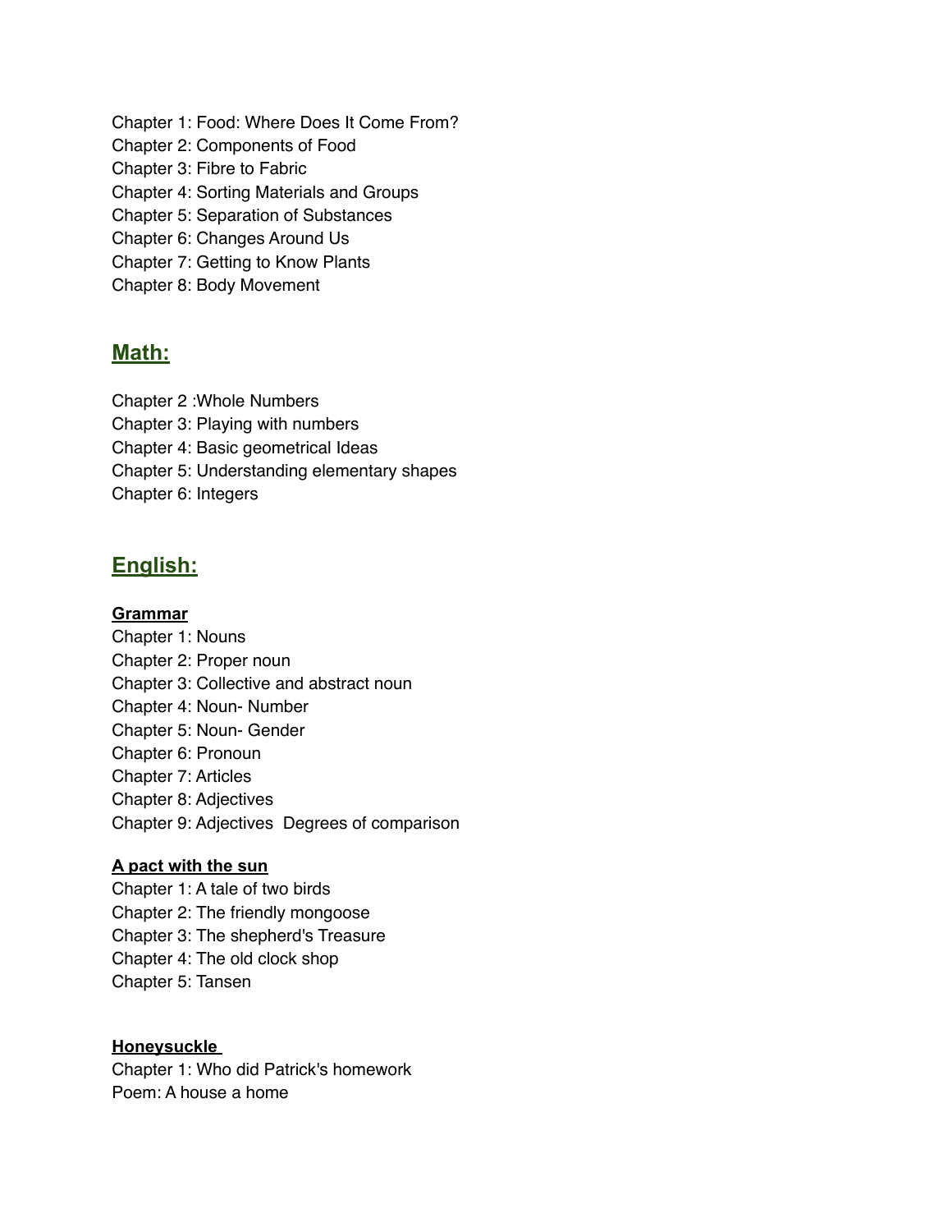Chapter 1: Food: Where Does It Come From?
Chapter 2: Components of Food
Chapter 3: Fibre to Fabric
Chapter 4: Sorting Materials and Groups
Chapter 5: Separation of Substances
Chapter 6: Changes Around Us
Chapter 7: Getting to Know Plants
Chapter 8: Body Movement

## Math:

Chapter 2 :Whole Numbers
Chapter 3: Playing with numbers
Chapter 4: Basic geometrical Ideas
Chapter 5: Understanding elementary shapes
Chapter 6: Integers

## English:

### Grammar

Chapter 1: Nouns
Chapter 2: Proper noun
Chapter 3: Collective and abstract noun
Chapter 4: Noun- Number
Chapter 5: Noun- Gender
Chapter 6: Pronoun
Chapter 7: Articles
Chapter 8: Adjectives
Chapter 9: Adjectives Degrees of comparison

### A pact with the sun

Chapter 1: A tale of two birds
Chapter 2: The friendly mongoose
Chapter 3: The shepherd's Treasure
Chapter 4: The old clock shop
Chapter 5: Tansen

### Honeysuckle

Chapter 1: Who did Patrick's homework
Poem: A house a home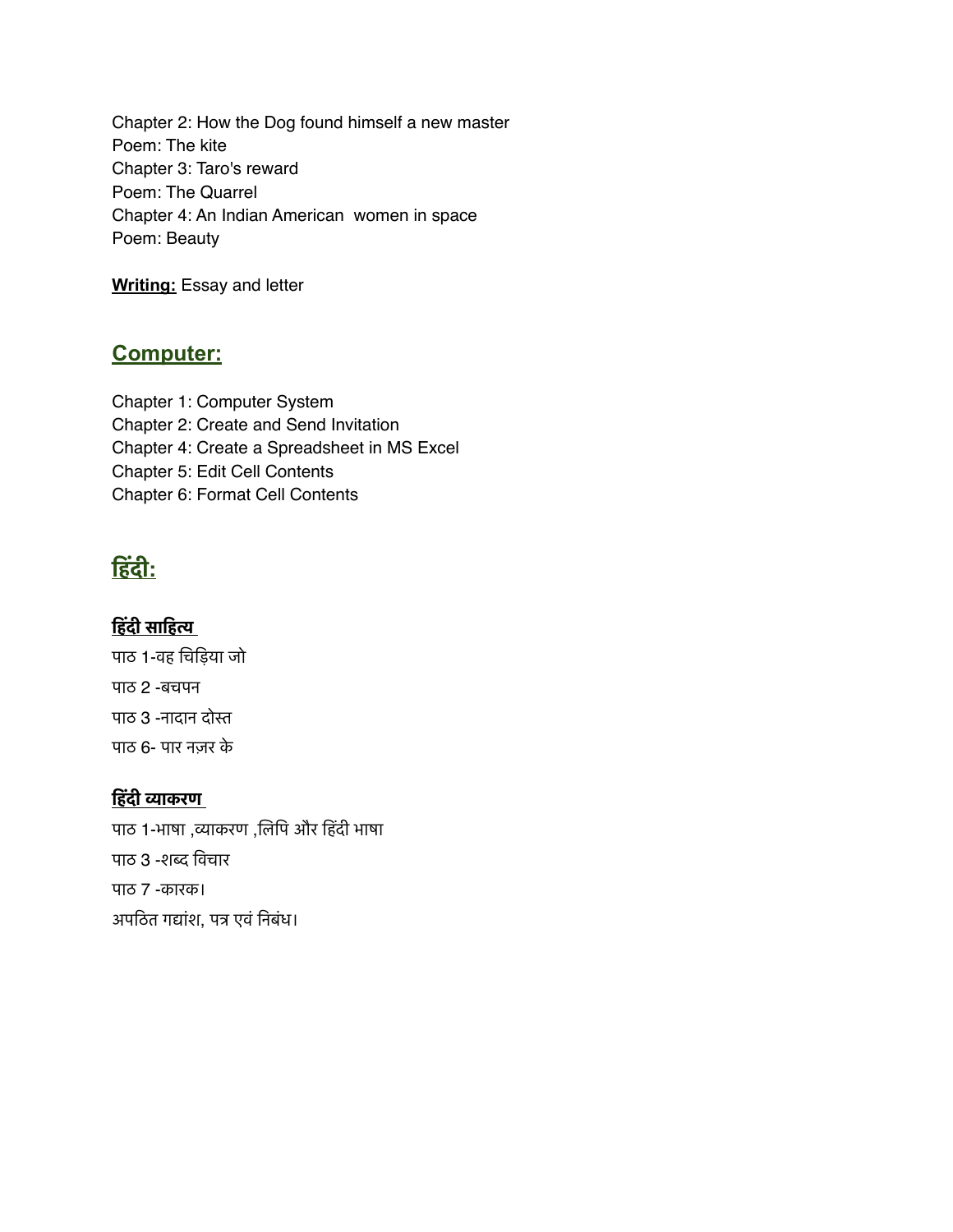Chapter 2: How the Dog found himself a new master
Poem: The kite
Chapter 3: Taro's reward
Poem: The Quarrel
Chapter 4: An Indian American  women in space
Poem: Beauty

**Writing:** Essay and letter

## Computer:

Chapter 1: Computer System
Chapter 2: Create and Send Invitation
Chapter 4: Create a Spreadsheet in MS Excel
Chapter 5: Edit Cell Contents
Chapter 6: Format Cell Contents

## हिंदी:

**हिंदी साहित्य**

पाठ 1-वह चिड़िया जो

पाठ 2 -बचपन

पाठ 3 -नादान दोस्त

पाठ 6- पार नज़र के

**हिंदी व्याकरण**

पाठ 1-भाषा ,व्याकरण ,लिपि और हिंदी भाषा

पाठ 3 -शब्द विचार

पाठ 7 -कारक।

अपठित गद्यांश, पत्र एवं निबंध।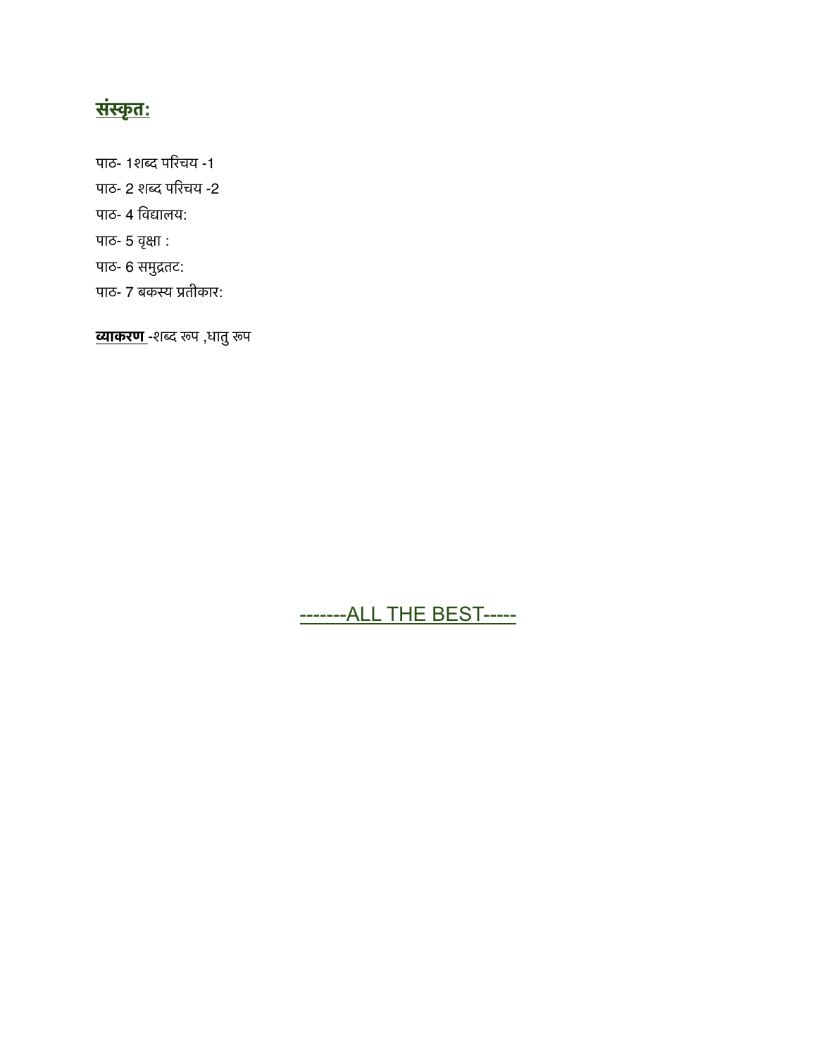## <u>संस्कृत:</u>

पाठ- 1शब्द परिचय -1

पाठ- 2 शब्द परिचय -2

पाठ- 4 विद्यालय:

पाठ- 5 वृक्षा :

पाठ- 6 समुद्रतट:

पाठ- 7 बकस्य प्रतीकार:

**<u>व्याकरण</u>** -शब्द रूप ,धातु रूप

<u>-------ALL THE BEST-----</u>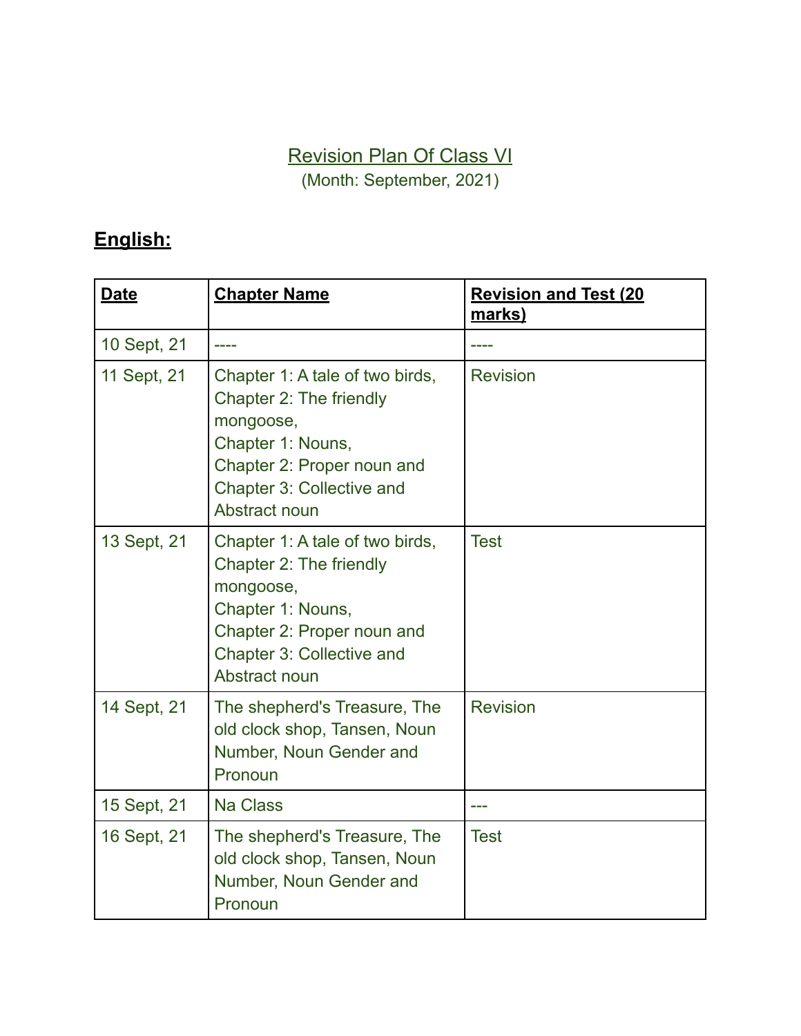<u>Revision Plan Of Class VI</u>

(Month: September, 2021)

## <u>**English:**</u>

| **Date** | **Chapter Name** | **Revision and Test (20 marks)** |
|---|---|---|
| 10 Sept, 21 | ---- | ---- |
| 11 Sept, 21 | Chapter 1: A tale of two birds, Chapter 2: The friendly mongoose, Chapter 1: Nouns, Chapter 2: Proper noun and Chapter 3: Collective and Abstract noun | Revision |
| 13 Sept, 21 | Chapter 1: A tale of two birds, Chapter 2: The friendly mongoose, Chapter 1: Nouns, Chapter 2: Proper noun and Chapter 3: Collective and Abstract noun | Test |
| 14 Sept, 21 | The shepherd's Treasure, The old clock shop, Tansen, Noun Number, Noun Gender and Pronoun | Revision |
| 15 Sept, 21 | Na Class | --- |
| 16 Sept, 21 | The shepherd's Treasure, The old clock shop, Tansen, Noun Number, Noun Gender and Pronoun | Test |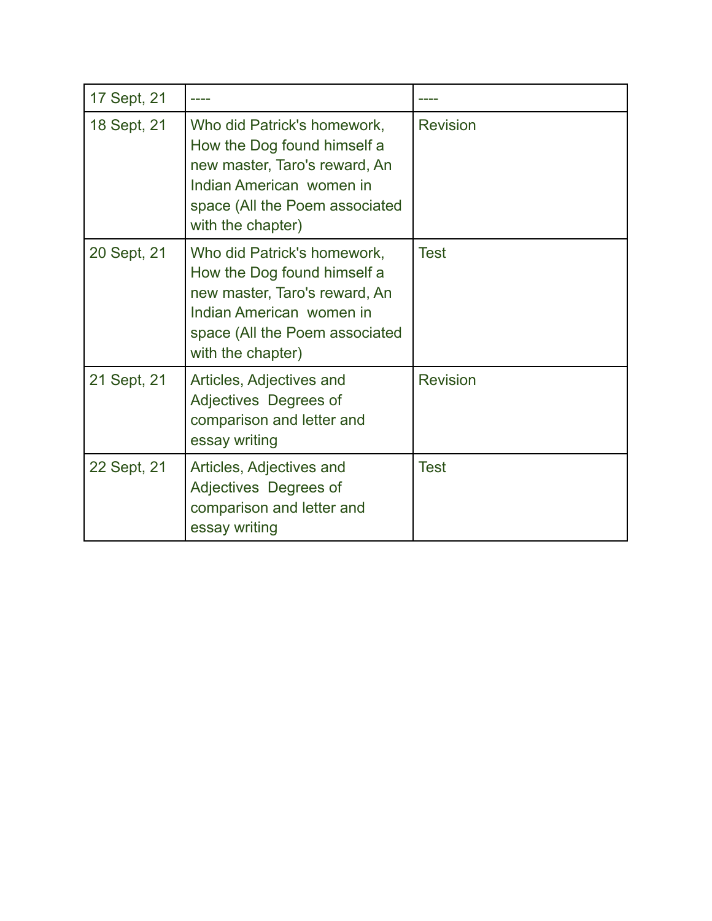| 17 Sept, 21 | ---- | ---- |
|---|---|---|
| 18 Sept, 21 | Who did Patrick's homework, How the Dog found himself a new master, Taro's reward, An Indian American women in space (All the Poem associated with the chapter) | Revision |
| 20 Sept, 21 | Who did Patrick's homework, How the Dog found himself a new master, Taro's reward, An Indian American women in space (All the Poem associated with the chapter) | Test |
| 21 Sept, 21 | Articles, Adjectives and Adjectives Degrees of comparison and letter and essay writing | Revision |
| 22 Sept, 21 | Articles, Adjectives and Adjectives Degrees of comparison and letter and essay writing | Test |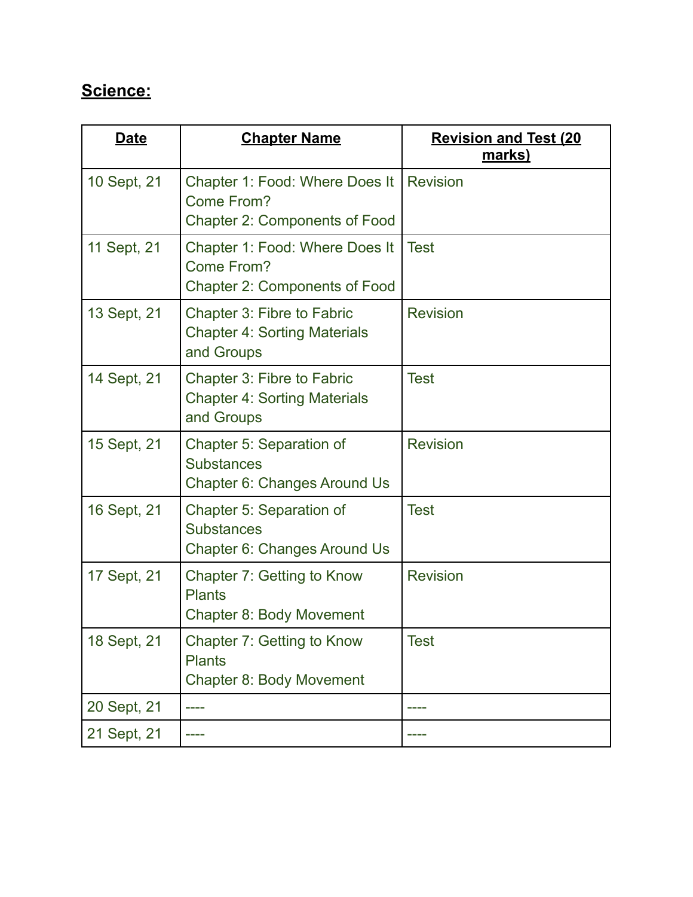## Science:

| Date | Chapter Name | Revision and Test (20 marks) |
|---|---|---|
| 10 Sept, 21 | Chapter 1: Food: Where Does It Come From?<br>Chapter 2: Components of Food | Revision |
| 11 Sept, 21 | Chapter 1: Food: Where Does It Come From?<br>Chapter 2: Components of Food | Test |
| 13 Sept, 21 | Chapter 3: Fibre to Fabric<br>Chapter 4: Sorting Materials and Groups | Revision |
| 14 Sept, 21 | Chapter 3: Fibre to Fabric<br>Chapter 4: Sorting Materials and Groups | Test |
| 15 Sept, 21 | Chapter 5: Separation of Substances<br>Chapter 6: Changes Around Us | Revision |
| 16 Sept, 21 | Chapter 5: Separation of Substances<br>Chapter 6: Changes Around Us | Test |
| 17 Sept, 21 | Chapter 7: Getting to Know Plants<br>Chapter 8: Body Movement | Revision |
| 18 Sept, 21 | Chapter 7: Getting to Know Plants<br>Chapter 8: Body Movement | Test |
| 20 Sept, 21 | ---- | ---- |
| 21 Sept, 21 | ---- | ---- |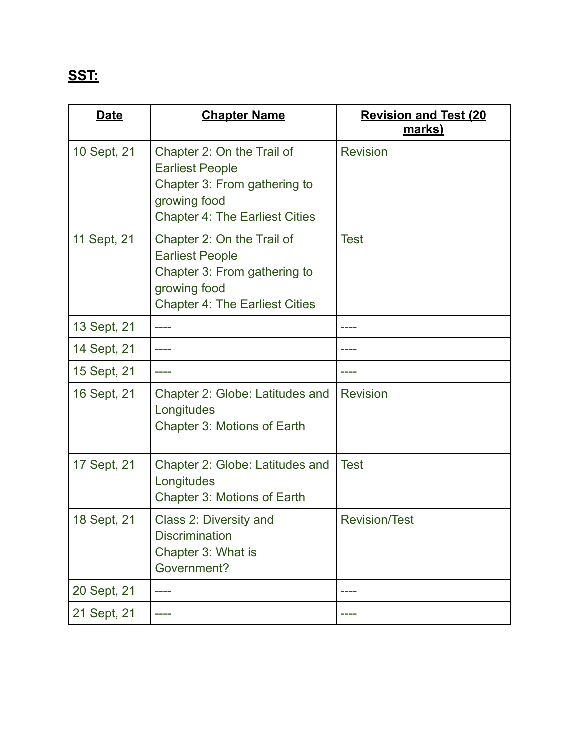## SST:

| Date | Chapter Name | Revision and Test (20 marks) |
| --- | --- | --- |
| 10 Sept, 21 | Chapter 2: On the Trail of Earliest People<br>Chapter 3: From gathering to growing food<br>Chapter 4: The Earliest Cities | Revision |
| 11 Sept, 21 | Chapter 2: On the Trail of Earliest People<br>Chapter 3: From gathering to growing food<br>Chapter 4: The Earliest Cities | Test |
| 13 Sept, 21 | ---- | ---- |
| 14 Sept, 21 | ---- | ---- |
| 15 Sept, 21 | ---- | ---- |
| 16 Sept, 21 | Chapter 2: Globe: Latitudes and Longitudes<br>Chapter 3: Motions of Earth | Revision |
| 17 Sept, 21 | Chapter 2: Globe: Latitudes and Longitudes<br>Chapter 3: Motions of Earth | Test |
| 18 Sept, 21 | Class 2: Diversity and Discrimination<br>Chapter 3: What is Government? | Revision/Test |
| 20 Sept, 21 | ---- | ---- |
| 21 Sept, 21 | ---- | ---- |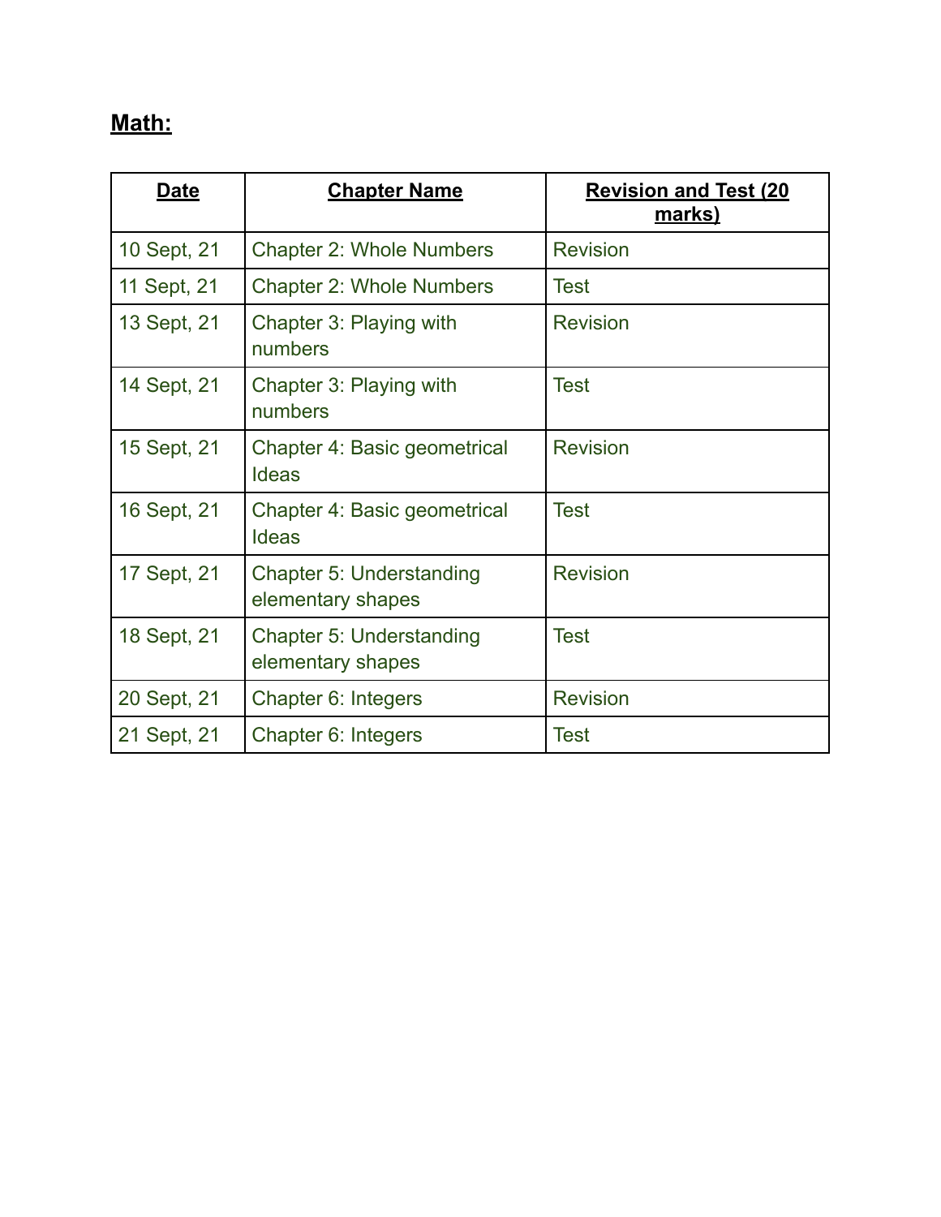**Math:**

| Date | Chapter Name | Revision and Test (20 marks) |
| --- | --- | --- |
| 10 Sept, 21 | Chapter 2: Whole Numbers | Revision |
| 11 Sept, 21 | Chapter 2: Whole Numbers | Test |
| 13 Sept, 21 | Chapter 3: Playing with numbers | Revision |
| 14 Sept, 21 | Chapter 3: Playing with numbers | Test |
| 15 Sept, 21 | Chapter 4: Basic geometrical Ideas | Revision |
| 16 Sept, 21 | Chapter 4: Basic geometrical Ideas | Test |
| 17 Sept, 21 | Chapter 5: Understanding elementary shapes | Revision |
| 18 Sept, 21 | Chapter 5: Understanding elementary shapes | Test |
| 20 Sept, 21 | Chapter 6: Integers | Revision |
| 21 Sept, 21 | Chapter 6: Integers | Test |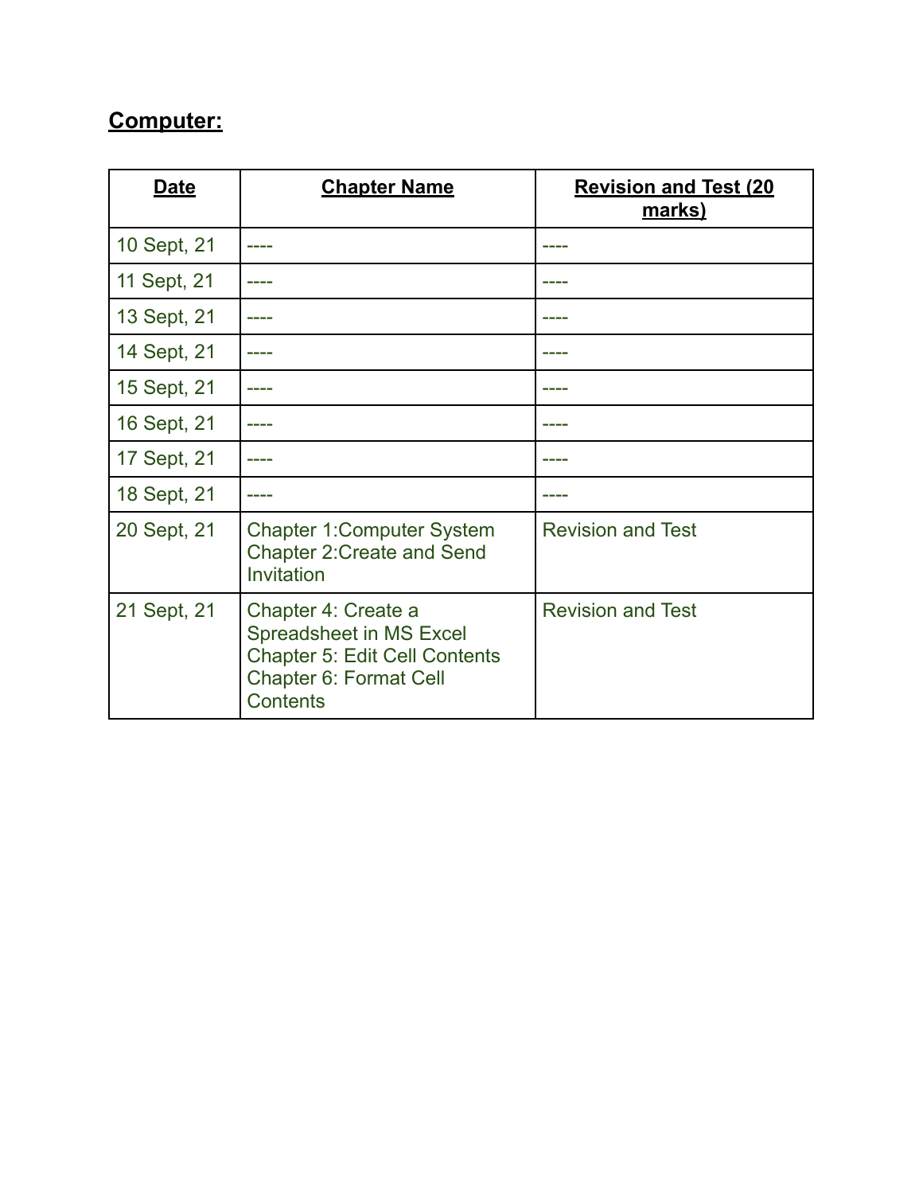**Computer:**

| **Date** | **Chapter Name** | **Revision and Test (20 marks)** |
|---|---|---|
| 10 Sept, 21 | ---- | ---- |
| 11 Sept, 21 | ---- | ---- |
| 13 Sept, 21 | ---- | ---- |
| 14 Sept, 21 | ---- | ---- |
| 15 Sept, 21 | ---- | ---- |
| 16 Sept, 21 | ---- | ---- |
| 17 Sept, 21 | ---- | ---- |
| 18 Sept, 21 | ---- | ---- |
| 20 Sept, 21 | Chapter 1:Computer System<br>Chapter 2:Create and Send Invitation | Revision and Test |
| 21 Sept, 21 | Chapter 4: Create a Spreadsheet in MS Excel<br>Chapter 5: Edit Cell Contents<br>Chapter 6: Format Cell Contents | Revision and Test |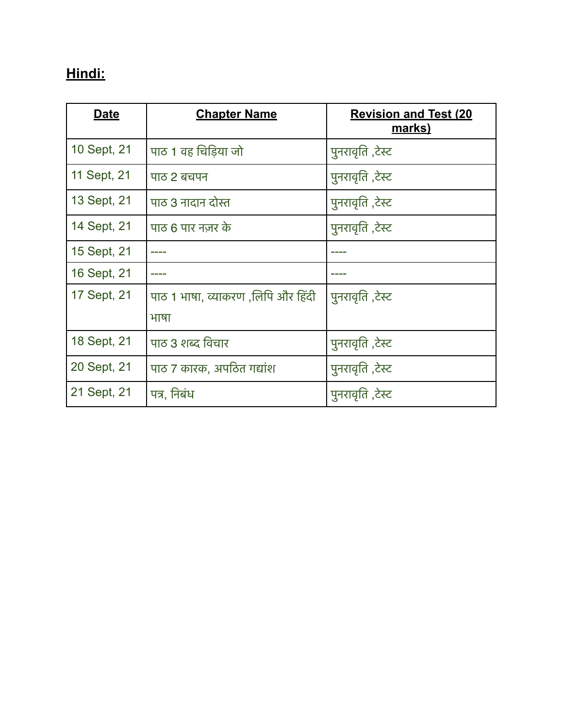## Hindi:

| Date | Chapter Name | Revision and Test (20 marks) |
|---|---|---|
| 10 Sept, 21 | पाठ 1 वह चिड़िया जो | पुनरावृति ,टेस्ट |
| 11 Sept, 21 | पाठ 2 बचपन | पुनरावृति ,टेस्ट |
| 13 Sept, 21 | पाठ 3 नादान दोस्त | पुनरावृति ,टेस्ट |
| 14 Sept, 21 | पाठ 6 पार नज़र के | पुनरावृति ,टेस्ट |
| 15 Sept, 21 | ---- | ---- |
| 16 Sept, 21 | ---- | ---- |
| 17 Sept, 21 | पाठ 1 भाषा, व्याकरण ,लिपि और हिंदी भाषा | पुनरावृति ,टेस्ट |
| 18 Sept, 21 | पाठ 3 शब्द विचार | पुनरावृति ,टेस्ट |
| 20 Sept, 21 | पाठ 7 कारक, अपठित गद्यांश | पुनरावृति ,टेस्ट |
| 21 Sept, 21 | पत्र, निबंध | पुनरावृति ,टेस्ट |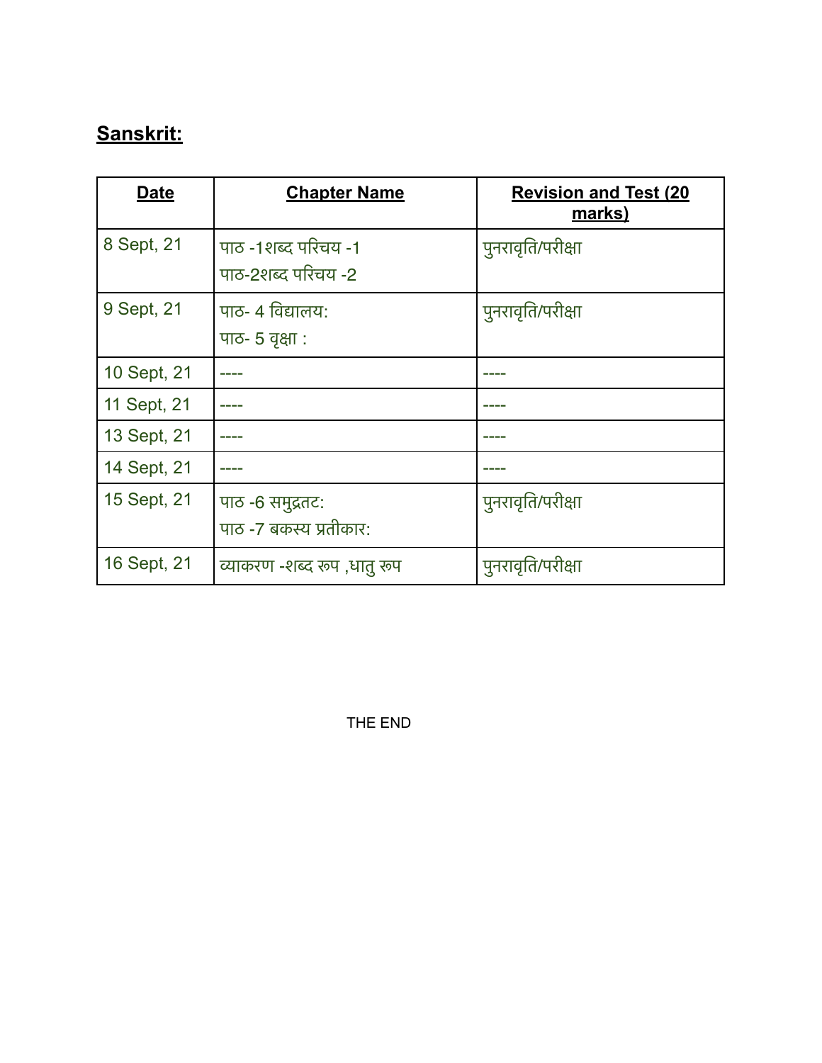**Sanskrit:**

| Date | Chapter Name | Revision and Test (20 marks) |
|---|---|---|
| 8 Sept, 21 | पाठ -1शब्द परिचय -1<br>पाठ-2शब्द परिचय -2 | पुनरावृति/परीक्षा |
| 9 Sept, 21 | पाठ- 4 विद्यालय:<br>पाठ- 5 वृक्षा : | पुनरावृति/परीक्षा |
| 10 Sept, 21 | ---- | ---- |
| 11 Sept, 21 | ---- | ---- |
| 13 Sept, 21 | ---- | ---- |
| 14 Sept, 21 | ---- | ---- |
| 15 Sept, 21 | पाठ -6 समुद्रतट:<br>पाठ -7 बकस्य प्रतीकार: | पुनरावृति/परीक्षा |
| 16 Sept, 21 | व्याकरण -शब्द रूप ,धातु रूप | पुनरावृति/परीक्षा |

THE END